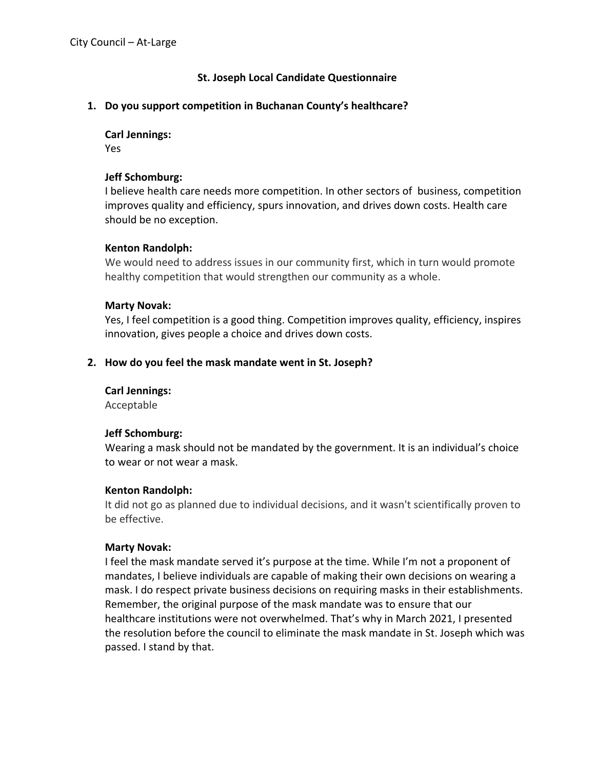City Council – At-Large

## St. Joseph Local Candidate Questionnaire

**1. Do you support competition in Buchanan County's healthcare?**

**Carl Jennings:**
Yes

**Jeff Schomburg:**
I believe health care needs more competition. In other sectors of business, competition improves quality and efficiency, spurs innovation, and drives down costs. Health care should be no exception.

**Kenton Randolph:**
We would need to address issues in our community first, which in turn would promote healthy competition that would strengthen our community as a whole.

**Marty Novak:**
Yes, I feel competition is a good thing. Competition improves quality, efficiency, inspires innovation, gives people a choice and drives down costs.

**2. How do you feel the mask mandate went in St. Joseph?**

**Carl Jennings:**
Acceptable

**Jeff Schomburg:**
Wearing a mask should not be mandated by the government. It is an individual's choice to wear or not wear a mask.

**Kenton Randolph:**
It did not go as planned due to individual decisions, and it wasn't scientifically proven to be effective.

**Marty Novak:**
I feel the mask mandate served it's purpose at the time. While I'm not a proponent of mandates, I believe individuals are capable of making their own decisions on wearing a mask. I do respect private business decisions on requiring masks in their establishments. Remember, the original purpose of the mask mandate was to ensure that our healthcare institutions were not overwhelmed. That's why in March 2021, I presented the resolution before the council to eliminate the mask mandate in St. Joseph which was passed. I stand by that.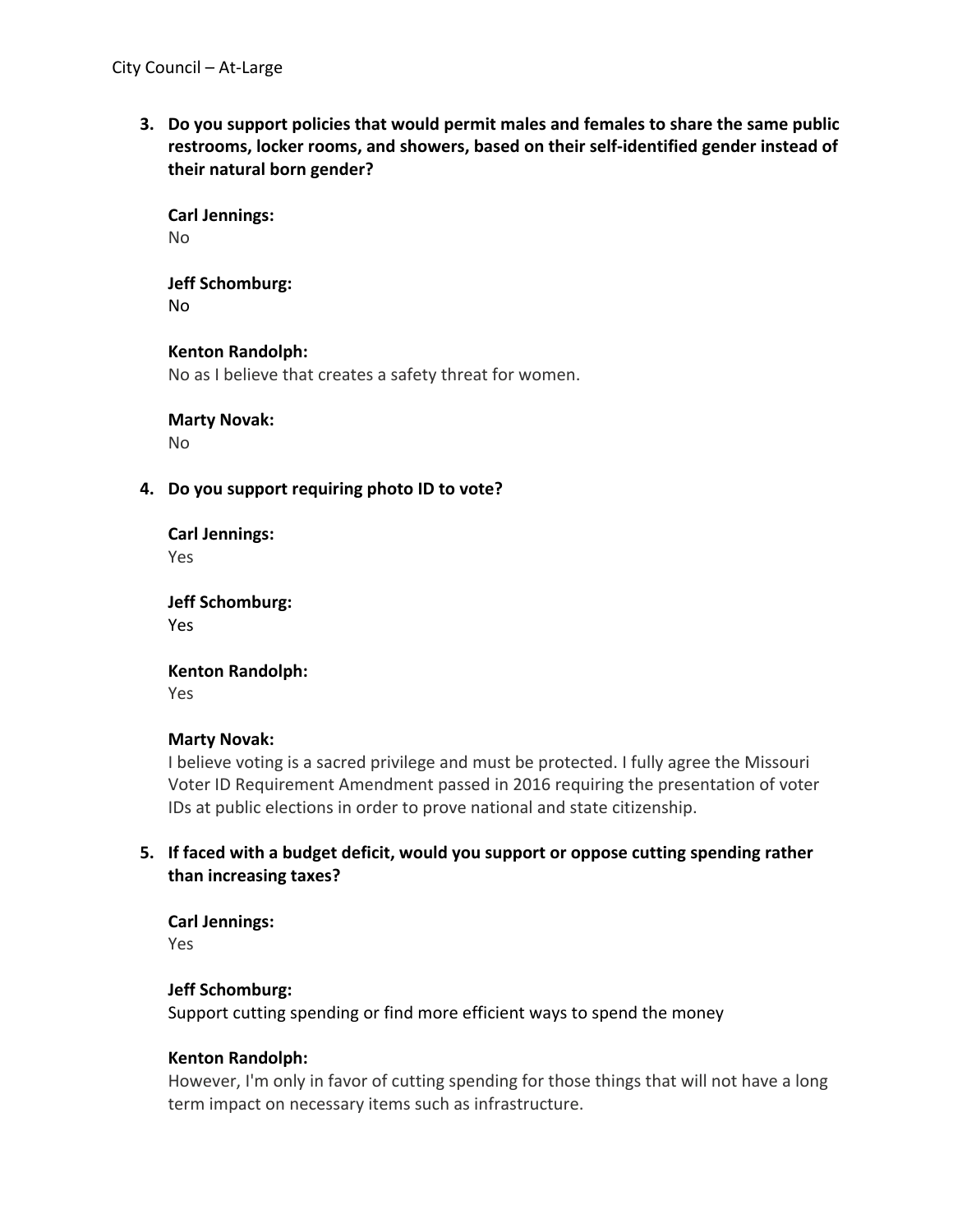**3. Do you support policies that would permit males and females to share the same public restrooms, locker rooms, and showers, based on their self-identified gender instead of their natural born gender?**

**Carl Jennings:**
No

**Jeff Schomburg:**
No

**Kenton Randolph:**
No as I believe that creates a safety threat for women.

**Marty Novak:**
No

**4. Do you support requiring photo ID to vote?**

**Carl Jennings:**
Yes

**Jeff Schomburg:**
Yes

**Kenton Randolph:**
Yes

**Marty Novak:**
I believe voting is a sacred privilege and must be protected. I fully agree the Missouri Voter ID Requirement Amendment passed in 2016 requiring the presentation of voter IDs at public elections in order to prove national and state citizenship.

**5. If faced with a budget deficit, would you support or oppose cutting spending rather than increasing taxes?**

**Carl Jennings:**
Yes

**Jeff Schomburg:**
Support cutting spending or find more efficient ways to spend the money

**Kenton Randolph:**
However, I'm only in favor of cutting spending for those things that will not have a long term impact on necessary items such as infrastructure.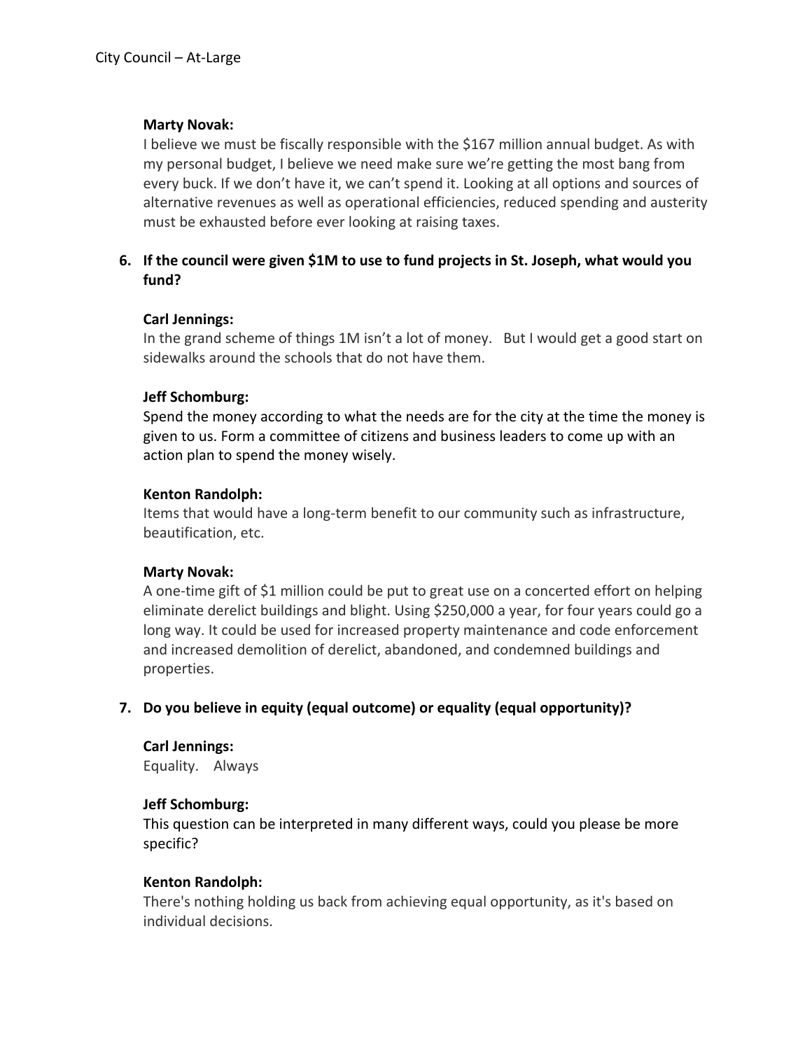**Marty Novak:**
I believe we must be fiscally responsible with the $167 million annual budget. As with my personal budget, I believe we need make sure we're getting the most bang from every buck. If we don't have it, we can't spend it. Looking at all options and sources of alternative revenues as well as operational efficiencies, reduced spending and austerity must be exhausted before ever looking at raising taxes.

6. **If the council were given $1M to use to fund projects in St. Joseph, what would you fund?**

**Carl Jennings:**
In the grand scheme of things 1M isn't a lot of money. But I would get a good start on sidewalks around the schools that do not have them.

**Jeff Schomburg:**
Spend the money according to what the needs are for the city at the time the money is given to us. Form a committee of citizens and business leaders to come up with an action plan to spend the money wisely.

**Kenton Randolph:**
Items that would have a long-term benefit to our community such as infrastructure, beautification, etc.

**Marty Novak:**
A one-time gift of $1 million could be put to great use on a concerted effort on helping eliminate derelict buildings and blight. Using $250,000 a year, for four years could go a long way. It could be used for increased property maintenance and code enforcement and increased demolition of derelict, abandoned, and condemned buildings and properties.

7. **Do you believe in equity (equal outcome) or equality (equal opportunity)?**

**Carl Jennings:**
Equality. Always

**Jeff Schomburg:**
This question can be interpreted in many different ways, could you please be more specific?

**Kenton Randolph:**
There's nothing holding us back from achieving equal opportunity, as it's based on individual decisions.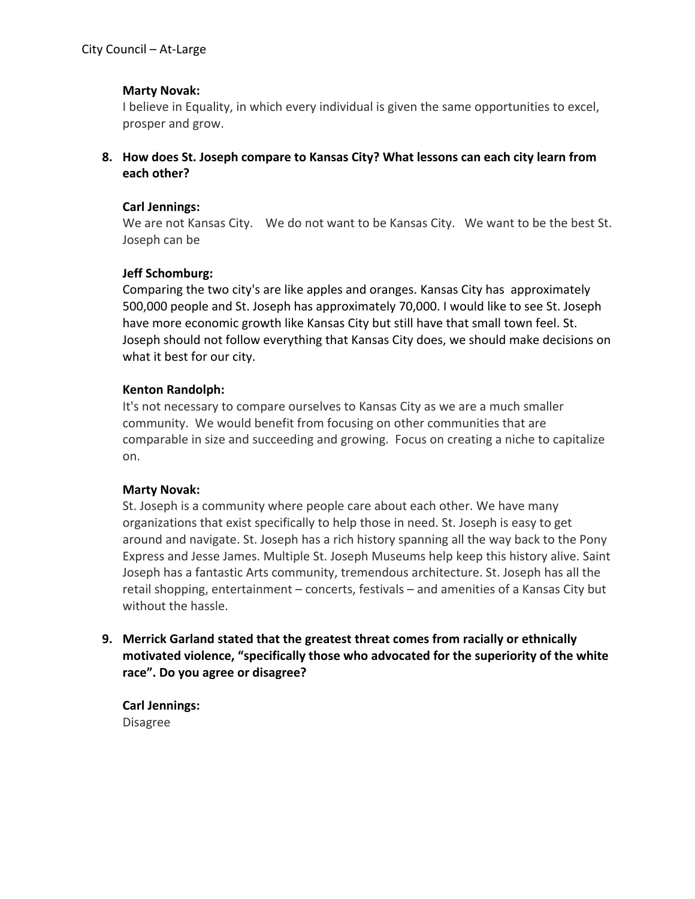**Marty Novak:**
I believe in Equality, in which every individual is given the same opportunities to excel, prosper and grow.

**8. How does St. Joseph compare to Kansas City? What lessons can each city learn from each other?**

**Carl Jennings:**
We are not Kansas City. We do not want to be Kansas City. We want to be the best St. Joseph can be

**Jeff Schomburg:**
Comparing the two city's are like apples and oranges. Kansas City has approximately 500,000 people and St. Joseph has approximately 70,000. I would like to see St. Joseph have more economic growth like Kansas City but still have that small town feel. St. Joseph should not follow everything that Kansas City does, we should make decisions on what it best for our city.

**Kenton Randolph:**
It's not necessary to compare ourselves to Kansas City as we are a much smaller community. We would benefit from focusing on other communities that are comparable in size and succeeding and growing. Focus on creating a niche to capitalize on.

**Marty Novak:**
St. Joseph is a community where people care about each other. We have many organizations that exist specifically to help those in need. St. Joseph is easy to get around and navigate. St. Joseph has a rich history spanning all the way back to the Pony Express and Jesse James. Multiple St. Joseph Museums help keep this history alive. Saint Joseph has a fantastic Arts community, tremendous architecture. St. Joseph has all the retail shopping, entertainment – concerts, festivals – and amenities of a Kansas City but without the hassle.

**9. Merrick Garland stated that the greatest threat comes from racially or ethnically motivated violence, "specifically those who advocated for the superiority of the white race". Do you agree or disagree?**

**Carl Jennings:**
Disagree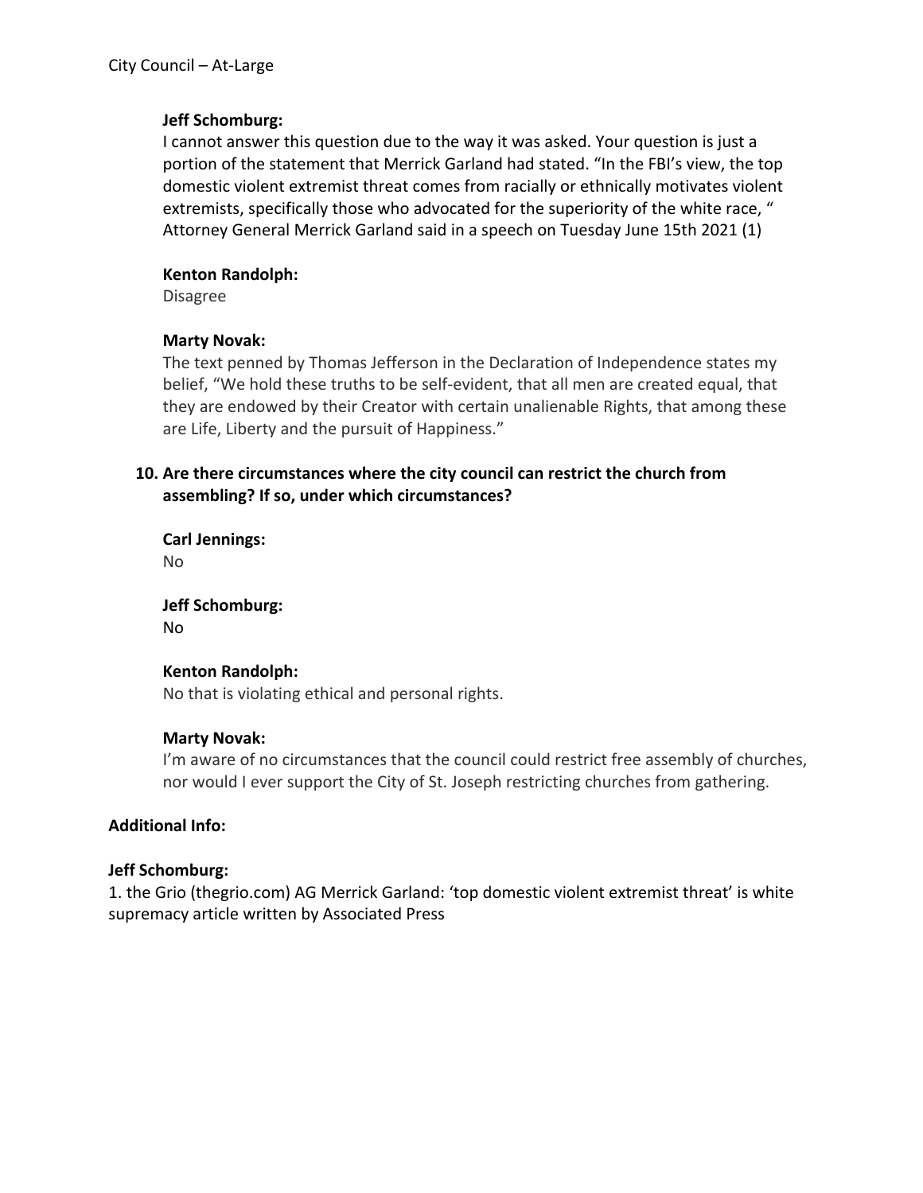**Jeff Schomburg:**
I cannot answer this question due to the way it was asked. Your question is just a portion of the statement that Merrick Garland had stated. "In the FBI's view, the top domestic violent extremist threat comes from racially or ethnically motivates violent extremists, specifically those who advocated for the superiority of the white race, " Attorney General Merrick Garland said in a speech on Tuesday June 15th 2021 (1)

**Kenton Randolph:**
Disagree

**Marty Novak:**
The text penned by Thomas Jefferson in the Declaration of Independence states my belief, "We hold these truths to be self-evident, that all men are created equal, that they are endowed by their Creator with certain unalienable Rights, that among these are Life, Liberty and the pursuit of Happiness."

**10. Are there circumstances where the city council can restrict the church from assembling? If so, under which circumstances?**

**Carl Jennings:**
No

**Jeff Schomburg:**
No

**Kenton Randolph:**
No that is violating ethical and personal rights.

**Marty Novak:**
I'm aware of no circumstances that the council could restrict free assembly of churches, nor would I ever support the City of St. Joseph restricting churches from gathering.

**Additional Info:**

**Jeff Schomburg:**
1. the Grio (thegrio.com) AG Merrick Garland: 'top domestic violent extremist threat' is white supremacy article written by Associated Press